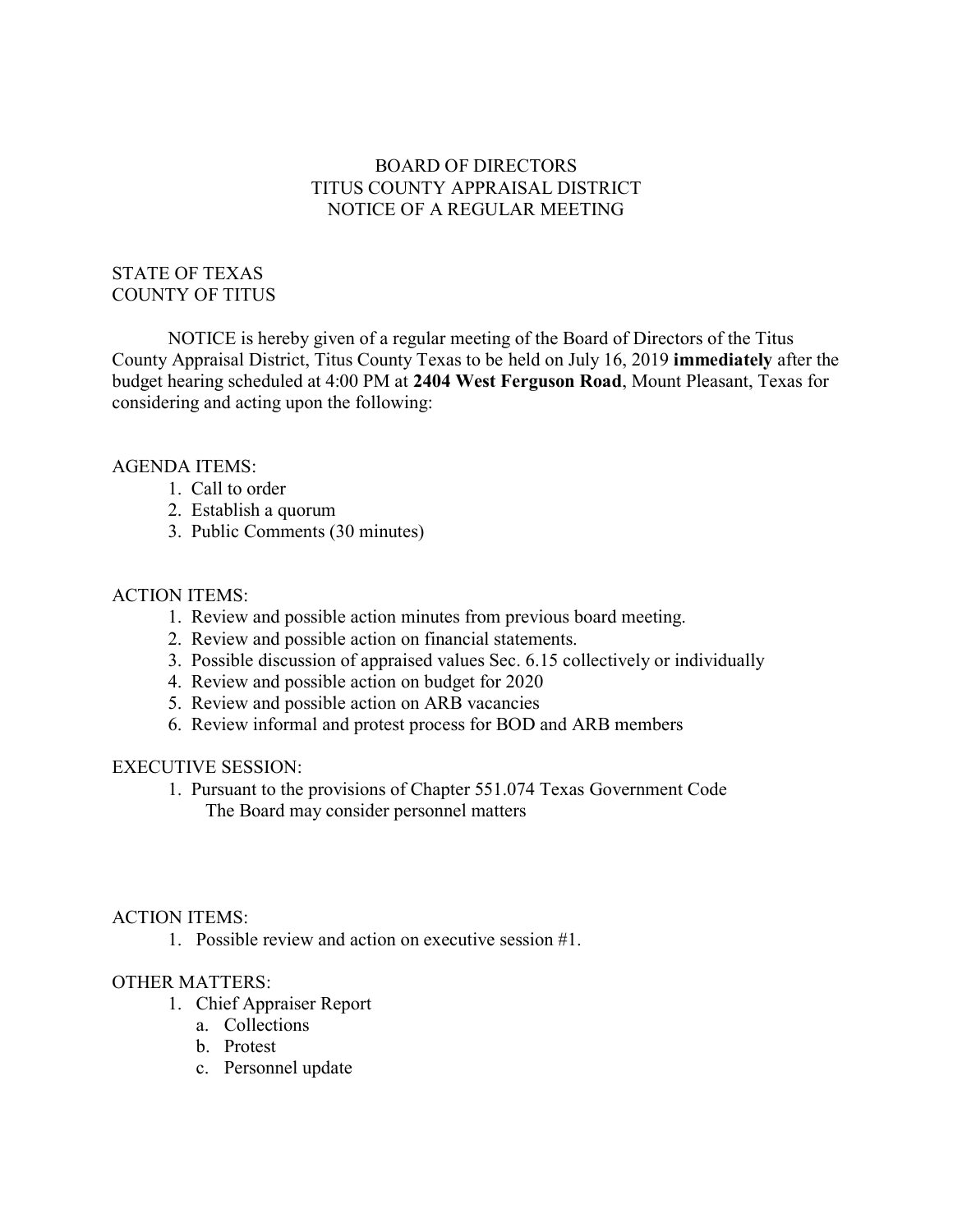# BOARD OF DIRECTORS
# TITUS COUNTY APPRAISAL DISTRICT
# NOTICE OF A REGULAR MEETING

STATE OF TEXAS
COUNTY OF TITUS

NOTICE is hereby given of a regular meeting of the Board of Directors of the Titus County Appraisal District, Titus County Texas to be held on July 16, 2019 **immediately** after the budget hearing scheduled at 4:00 PM at **2404 West Ferguson Road**, Mount Pleasant, Texas for considering and acting upon the following:

AGENDA ITEMS:

1. Call to order
2. Establish a quorum
3. Public Comments (30 minutes)

ACTION ITEMS:

1. Review and possible action minutes from previous board meeting.
2. Review and possible action on financial statements.
3. Possible discussion of appraised values Sec. 6.15 collectively or individually
4. Review and possible action on budget for 2020
5. Review and possible action on ARB vacancies
6. Review informal and protest process for BOD and ARB members

EXECUTIVE SESSION:

1. Pursuant to the provisions of Chapter 551.074 Texas Government Code
   The Board may consider personnel matters

ACTION ITEMS:

1. Possible review and action on executive session #1.

OTHER MATTERS:

1. Chief Appraiser Report
   a. Collections
   b. Protest
   c. Personnel update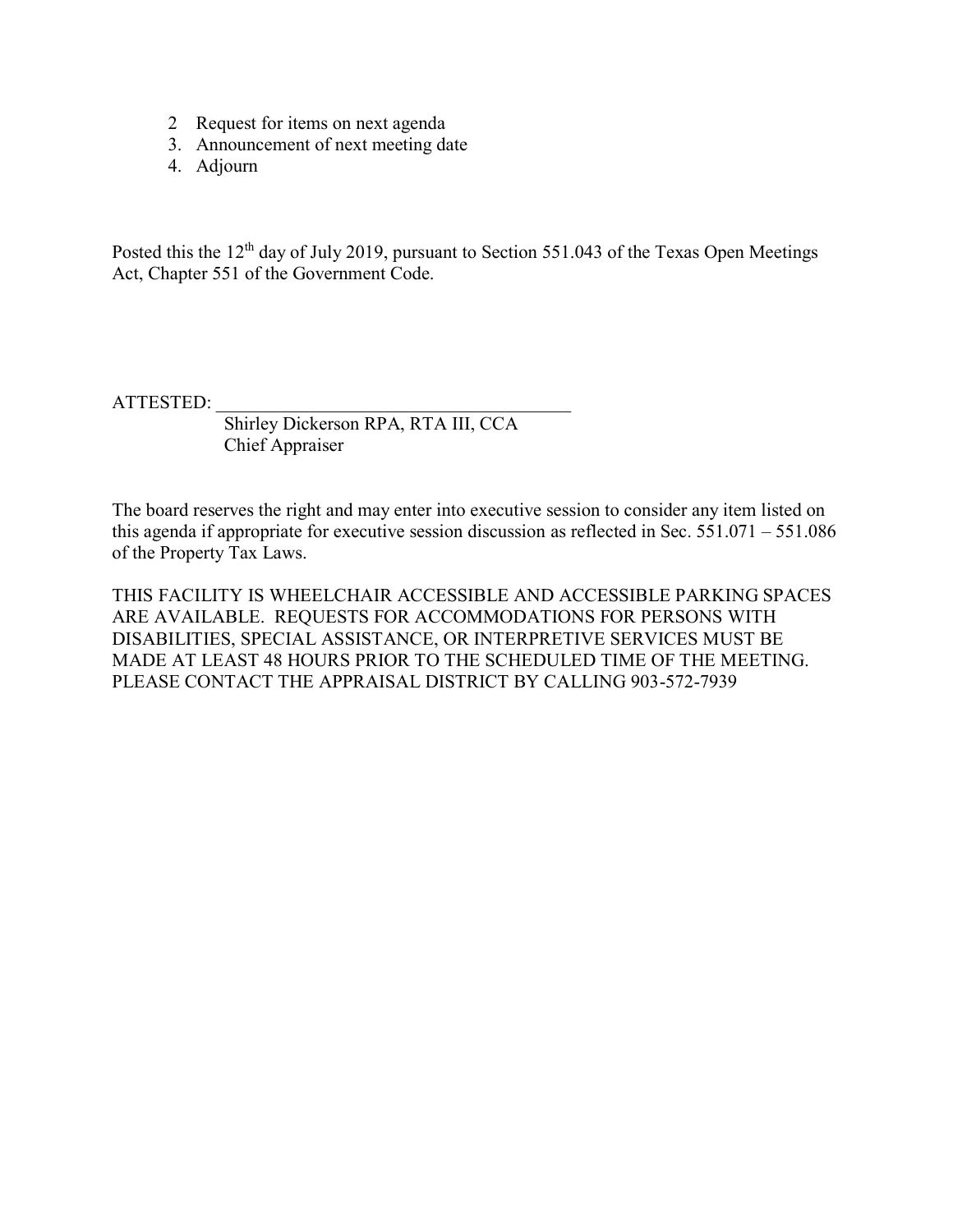2 Request for items on next agenda
3. Announcement of next meeting date
4. Adjourn

Posted this the 12th day of July 2019, pursuant to Section 551.043 of the Texas Open Meetings Act, Chapter 551 of the Government Code.

ATTESTED: ______________________________________
Shirley Dickerson RPA, RTA III, CCA
Chief Appraiser

The board reserves the right and may enter into executive session to consider any item listed on this agenda if appropriate for executive session discussion as reflected in Sec. 551.071 – 551.086 of the Property Tax Laws.

THIS FACILITY IS WHEELCHAIR ACCESSIBLE AND ACCESSIBLE PARKING SPACES ARE AVAILABLE. REQUESTS FOR ACCOMMODATIONS FOR PERSONS WITH DISABILITIES, SPECIAL ASSISTANCE, OR INTERPRETIVE SERVICES MUST BE MADE AT LEAST 48 HOURS PRIOR TO THE SCHEDULED TIME OF THE MEETING. PLEASE CONTACT THE APPRAISAL DISTRICT BY CALLING 903-572-7939